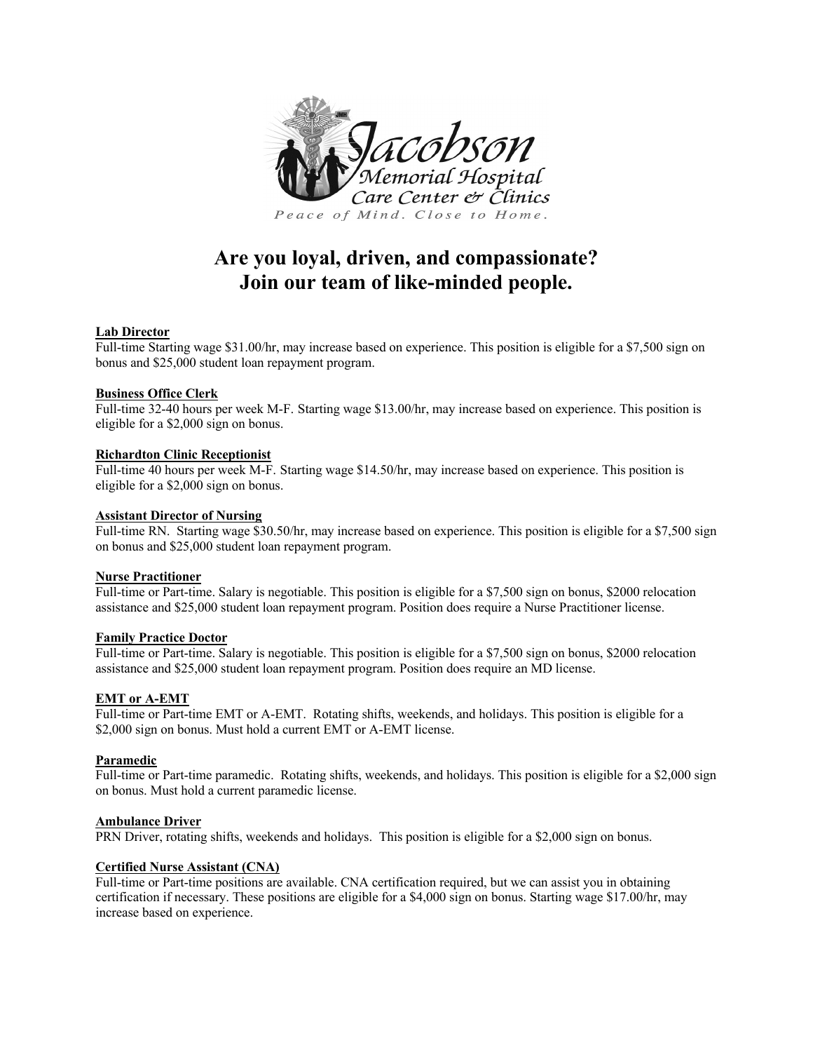Jacobson Memorial Hospital Care Center & Clinics

*Peace of Mind. Close to Home.*

# Are you loyal, driven, and compassionate? Join our team of like-minded people.

**Lab Director**
Full-time Starting wage $31.00/hr, may increase based on experience. This position is eligible for a $7,500 sign on bonus and $25,000 student loan repayment program.

**Business Office Clerk**
Full-time 32-40 hours per week M-F. Starting wage $13.00/hr, may increase based on experience. This position is eligible for a $2,000 sign on bonus.

**Richardton Clinic Receptionist**
Full-time 40 hours per week M-F. Starting wage $14.50/hr, may increase based on experience. This position is eligible for a $2,000 sign on bonus.

**Assistant Director of Nursing**
Full-time RN. Starting wage $30.50/hr, may increase based on experience. This position is eligible for a $7,500 sign on bonus and $25,000 student loan repayment program.

**Nurse Practitioner**
Full-time or Part-time. Salary is negotiable. This position is eligible for a $7,500 sign on bonus, $2000 relocation assistance and $25,000 student loan repayment program. Position does require a Nurse Practitioner license.

**Family Practice Doctor**
Full-time or Part-time. Salary is negotiable. This position is eligible for a $7,500 sign on bonus, $2000 relocation assistance and $25,000 student loan repayment program. Position does require an MD license.

**EMT or A-EMT**
Full-time or Part-time EMT or A-EMT. Rotating shifts, weekends, and holidays. This position is eligible for a $2,000 sign on bonus. Must hold a current EMT or A-EMT license.

**Paramedic**
Full-time or Part-time paramedic. Rotating shifts, weekends, and holidays. This position is eligible for a $2,000 sign on bonus. Must hold a current paramedic license.

**Ambulance Driver**
PRN Driver, rotating shifts, weekends and holidays. This position is eligible for a $2,000 sign on bonus.

**Certified Nurse Assistant (CNA)**
Full-time or Part-time positions are available. CNA certification required, but we can assist you in obtaining certification if necessary. These positions are eligible for a $4,000 sign on bonus. Starting wage $17.00/hr, may increase based on experience.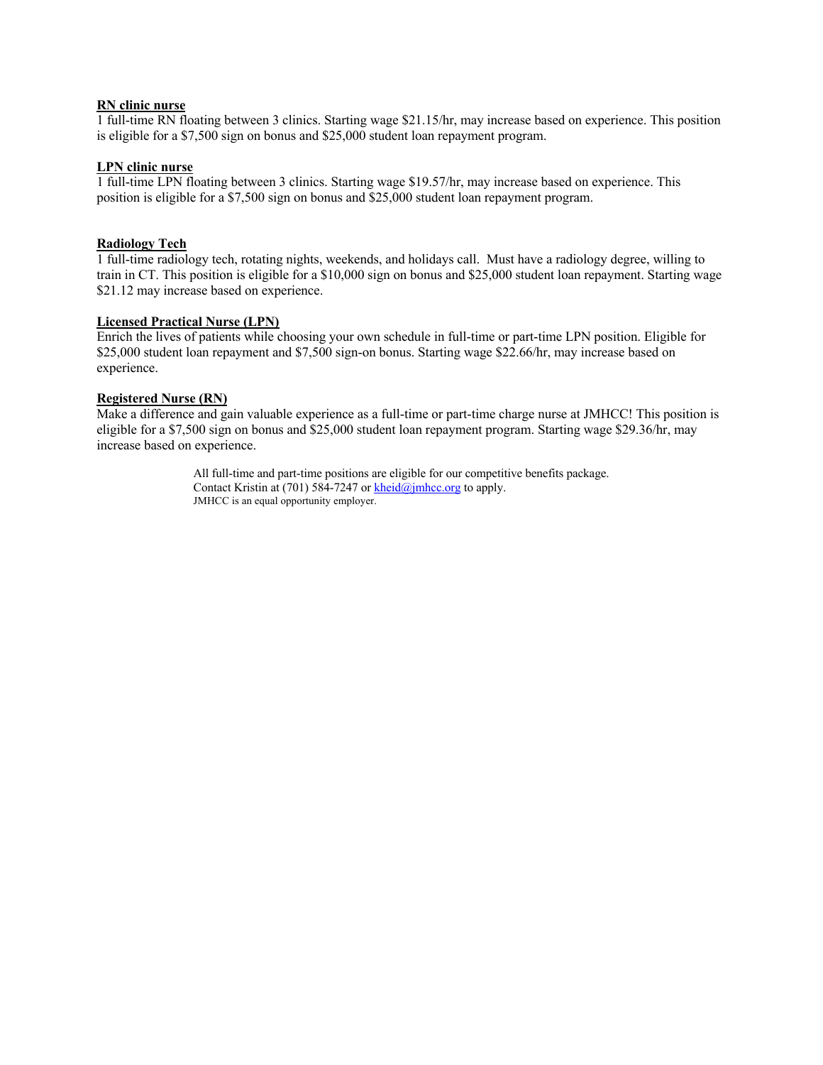**<u>RN clinic nurse</u>**
1 full-time RN floating between 3 clinics. Starting wage $21.15/hr, may increase based on experience. This position is eligible for a $7,500 sign on bonus and $25,000 student loan repayment program.

**<u>LPN clinic nurse</u>**
1 full-time LPN floating between 3 clinics. Starting wage $19.57/hr, may increase based on experience. This position is eligible for a $7,500 sign on bonus and $25,000 student loan repayment program.

**<u>Radiology Tech</u>**
1 full-time radiology tech, rotating nights, weekends, and holidays call. Must have a radiology degree, willing to train in CT. This position is eligible for a $10,000 sign on bonus and $25,000 student loan repayment. Starting wage $21.12 may increase based on experience.

**<u>Licensed Practical Nurse (LPN)</u>**
Enrich the lives of patients while choosing your own schedule in full-time or part-time LPN position. Eligible for $25,000 student loan repayment and $7,500 sign-on bonus. Starting wage $22.66/hr, may increase based on experience.

**<u>Registered Nurse (RN)</u>**
Make a difference and gain valuable experience as a full-time or part-time charge nurse at JMHCC! This position is eligible for a $7,500 sign on bonus and $25,000 student loan repayment program. Starting wage $29.36/hr, may increase based on experience.

All full-time and part-time positions are eligible for our competitive benefits package.
Contact Kristin at (701) 584-7247 or kheid@jmhcc.org to apply.
JMHCC is an equal opportunity employer.